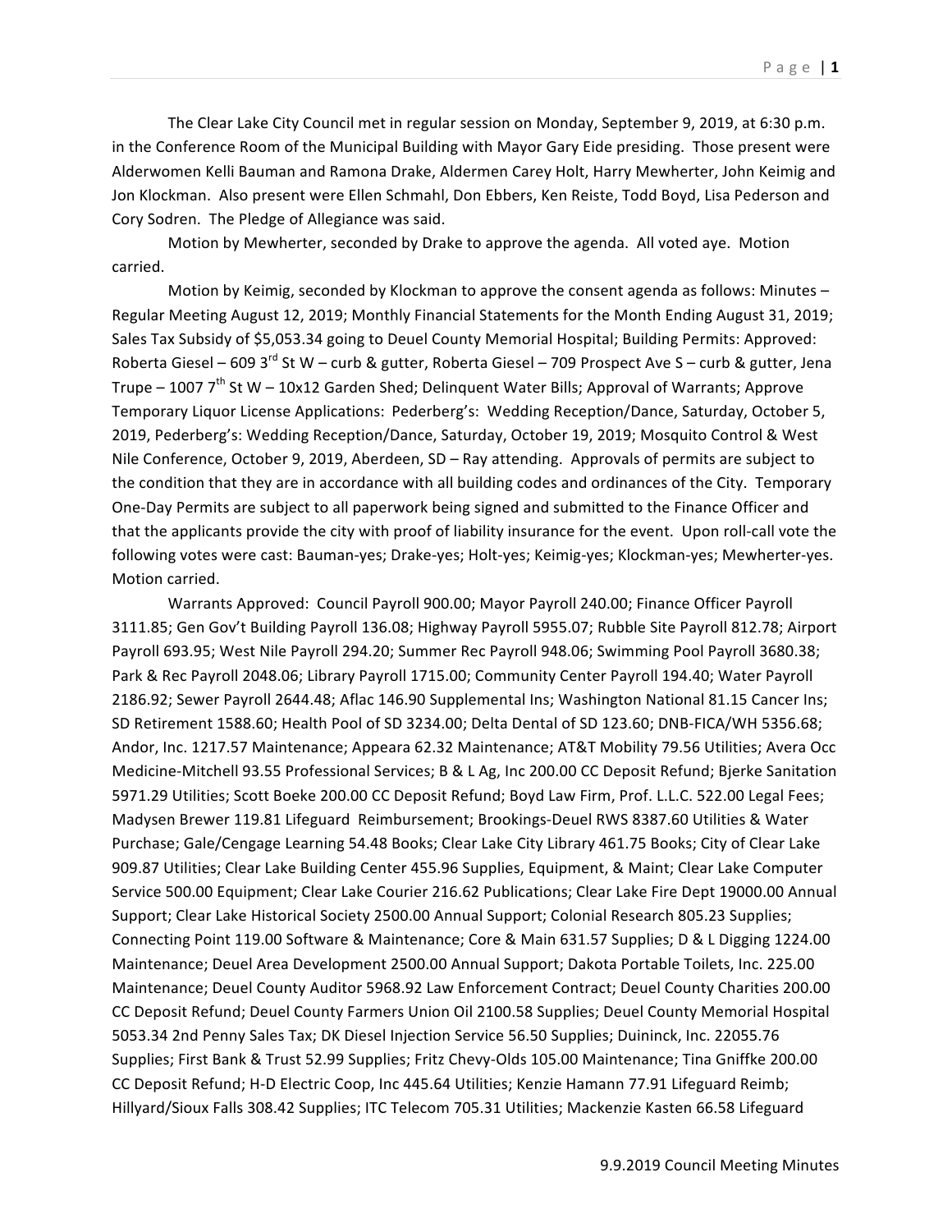The Clear Lake City Council met in regular session on Monday, September 9, 2019, at 6:30 p.m. in the Conference Room of the Municipal Building with Mayor Gary Eide presiding. Those present were Alderwomen Kelli Bauman and Ramona Drake, Aldermen Carey Holt, Harry Mewherter, John Keimig and Jon Klockman. Also present were Ellen Schmahl, Don Ebbers, Ken Reiste, Todd Boyd, Lisa Pederson and Cory Sodren. The Pledge of Allegiance was said.

Motion by Mewherter, seconded by Drake to approve the agenda. All voted aye. Motion carried.

Motion by Keimig, seconded by Klockman to approve the consent agenda as follows: Minutes – Regular Meeting August 12, 2019; Monthly Financial Statements for the Month Ending August 31, 2019; Sales Tax Subsidy of $5,053.34 going to Deuel County Memorial Hospital; Building Permits: Approved: Roberta Giesel – 609 3rd St W – curb & gutter, Roberta Giesel – 709 Prospect Ave S – curb & gutter, Jena Trupe – 1007 7th St W – 10x12 Garden Shed; Delinquent Water Bills; Approval of Warrants; Approve Temporary Liquor License Applications: Pederberg's: Wedding Reception/Dance, Saturday, October 5, 2019, Pederberg's: Wedding Reception/Dance, Saturday, October 19, 2019; Mosquito Control & West Nile Conference, October 9, 2019, Aberdeen, SD – Ray attending. Approvals of permits are subject to the condition that they are in accordance with all building codes and ordinances of the City. Temporary One-Day Permits are subject to all paperwork being signed and submitted to the Finance Officer and that the applicants provide the city with proof of liability insurance for the event. Upon roll-call vote the following votes were cast: Bauman-yes; Drake-yes; Holt-yes; Keimig-yes; Klockman-yes; Mewherter-yes. Motion carried.

Warrants Approved: Council Payroll 900.00; Mayor Payroll 240.00; Finance Officer Payroll 3111.85; Gen Gov't Building Payroll 136.08; Highway Payroll 5955.07; Rubble Site Payroll 812.78; Airport Payroll 693.95; West Nile Payroll 294.20; Summer Rec Payroll 948.06; Swimming Pool Payroll 3680.38; Park & Rec Payroll 2048.06; Library Payroll 1715.00; Community Center Payroll 194.40; Water Payroll 2186.92; Sewer Payroll 2644.48; Aflac 146.90 Supplemental Ins; Washington National 81.15 Cancer Ins; SD Retirement 1588.60; Health Pool of SD 3234.00; Delta Dental of SD 123.60; DNB-FICA/WH 5356.68; Andor, Inc. 1217.57 Maintenance; Appeara 62.32 Maintenance; AT&T Mobility 79.56 Utilities; Avera Occ Medicine-Mitchell 93.55 Professional Services; B & L Ag, Inc 200.00 CC Deposit Refund; Bjerke Sanitation 5971.29 Utilities; Scott Boeke 200.00 CC Deposit Refund; Boyd Law Firm, Prof. L.L.C. 522.00 Legal Fees; Madysen Brewer 119.81 Lifeguard Reimbursement; Brookings-Deuel RWS 8387.60 Utilities & Water Purchase; Gale/Cengage Learning 54.48 Books; Clear Lake City Library 461.75 Books; City of Clear Lake 909.87 Utilities; Clear Lake Building Center 455.96 Supplies, Equipment, & Maint; Clear Lake Computer Service 500.00 Equipment; Clear Lake Courier 216.62 Publications; Clear Lake Fire Dept 19000.00 Annual Support; Clear Lake Historical Society 2500.00 Annual Support; Colonial Research 805.23 Supplies; Connecting Point 119.00 Software & Maintenance; Core & Main 631.57 Supplies; D & L Digging 1224.00 Maintenance; Deuel Area Development 2500.00 Annual Support; Dakota Portable Toilets, Inc. 225.00 Maintenance; Deuel County Auditor 5968.92 Law Enforcement Contract; Deuel County Charities 200.00 CC Deposit Refund; Deuel County Farmers Union Oil 2100.58 Supplies; Deuel County Memorial Hospital 5053.34 2nd Penny Sales Tax; DK Diesel Injection Service 56.50 Supplies; Duininck, Inc. 22055.76 Supplies; First Bank & Trust 52.99 Supplies; Fritz Chevy-Olds 105.00 Maintenance; Tina Gniffke 200.00 CC Deposit Refund; H-D Electric Coop, Inc 445.64 Utilities; Kenzie Hamann 77.91 Lifeguard Reimb; Hillyard/Sioux Falls 308.42 Supplies; ITC Telecom 705.31 Utilities; Mackenzie Kasten 66.58 Lifeguard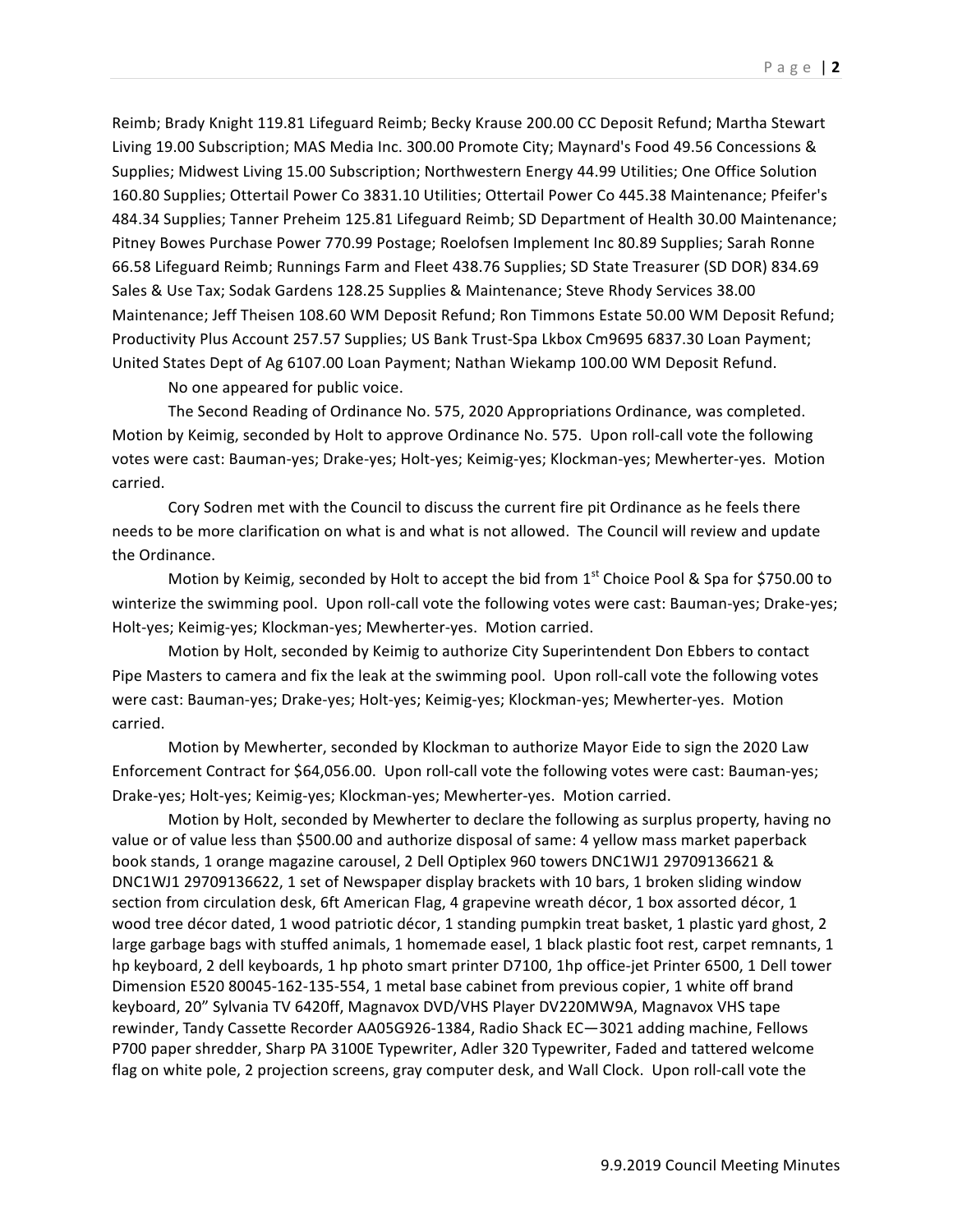Reimb; Brady Knight 119.81 Lifeguard Reimb; Becky Krause 200.00 CC Deposit Refund; Martha Stewart Living 19.00 Subscription; MAS Media Inc. 300.00 Promote City; Maynard's Food 49.56 Concessions & Supplies; Midwest Living 15.00 Subscription; Northwestern Energy 44.99 Utilities; One Office Solution 160.80 Supplies; Ottertail Power Co 3831.10 Utilities; Ottertail Power Co 445.38 Maintenance; Pfeifer's 484.34 Supplies; Tanner Preheim 125.81 Lifeguard Reimb; SD Department of Health 30.00 Maintenance; Pitney Bowes Purchase Power 770.99 Postage; Roelofsen Implement Inc 80.89 Supplies; Sarah Ronne 66.58 Lifeguard Reimb; Runnings Farm and Fleet 438.76 Supplies; SD State Treasurer (SD DOR) 834.69 Sales & Use Tax; Sodak Gardens 128.25 Supplies & Maintenance; Steve Rhody Services 38.00 Maintenance; Jeff Theisen 108.60 WM Deposit Refund; Ron Timmons Estate 50.00 WM Deposit Refund; Productivity Plus Account 257.57 Supplies; US Bank Trust-Spa Lkbox Cm9695 6837.30 Loan Payment; United States Dept of Ag 6107.00 Loan Payment; Nathan Wiekamp 100.00 WM Deposit Refund.

No one appeared for public voice.

The Second Reading of Ordinance No. 575, 2020 Appropriations Ordinance, was completed. Motion by Keimig, seconded by Holt to approve Ordinance No. 575. Upon roll-call vote the following votes were cast: Bauman-yes; Drake-yes; Holt-yes; Keimig-yes; Klockman-yes; Mewherter-yes. Motion carried.

Cory Sodren met with the Council to discuss the current fire pit Ordinance as he feels there needs to be more clarification on what is and what is not allowed. The Council will review and update the Ordinance.

Motion by Keimig, seconded by Holt to accept the bid from 1st Choice Pool & Spa for $750.00 to winterize the swimming pool. Upon roll-call vote the following votes were cast: Bauman-yes; Drake-yes; Holt-yes; Keimig-yes; Klockman-yes; Mewherter-yes. Motion carried.

Motion by Holt, seconded by Keimig to authorize City Superintendent Don Ebbers to contact Pipe Masters to camera and fix the leak at the swimming pool. Upon roll-call vote the following votes were cast: Bauman-yes; Drake-yes; Holt-yes; Keimig-yes; Klockman-yes; Mewherter-yes. Motion carried.

Motion by Mewherter, seconded by Klockman to authorize Mayor Eide to sign the 2020 Law Enforcement Contract for $64,056.00. Upon roll-call vote the following votes were cast: Bauman-yes; Drake-yes; Holt-yes; Keimig-yes; Klockman-yes; Mewherter-yes. Motion carried.

Motion by Holt, seconded by Mewherter to declare the following as surplus property, having no value or of value less than $500.00 and authorize disposal of same: 4 yellow mass market paperback book stands, 1 orange magazine carousel, 2 Dell Optiplex 960 towers DNC1WJ1 29709136621 & DNC1WJ1 29709136622, 1 set of Newspaper display brackets with 10 bars, 1 broken sliding window section from circulation desk, 6ft American Flag, 4 grapevine wreath décor, 1 box assorted décor, 1 wood tree décor dated, 1 wood patriotic décor, 1 standing pumpkin treat basket, 1 plastic yard ghost, 2 large garbage bags with stuffed animals, 1 homemade easel, 1 black plastic foot rest, carpet remnants, 1 hp keyboard, 2 dell keyboards, 1 hp photo smart printer D7100, 1hp office-jet Printer 6500, 1 Dell tower Dimension E520 80045-162-135-554, 1 metal base cabinet from previous copier, 1 white off brand keyboard, 20" Sylvania TV 6420ff, Magnavox DVD/VHS Player DV220MW9A, Magnavox VHS tape rewinder, Tandy Cassette Recorder AA05G926-1384, Radio Shack EC—3021 adding machine, Fellows P700 paper shredder, Sharp PA 3100E Typewriter, Adler 320 Typewriter, Faded and tattered welcome flag on white pole, 2 projection screens, gray computer desk, and Wall Clock. Upon roll-call vote the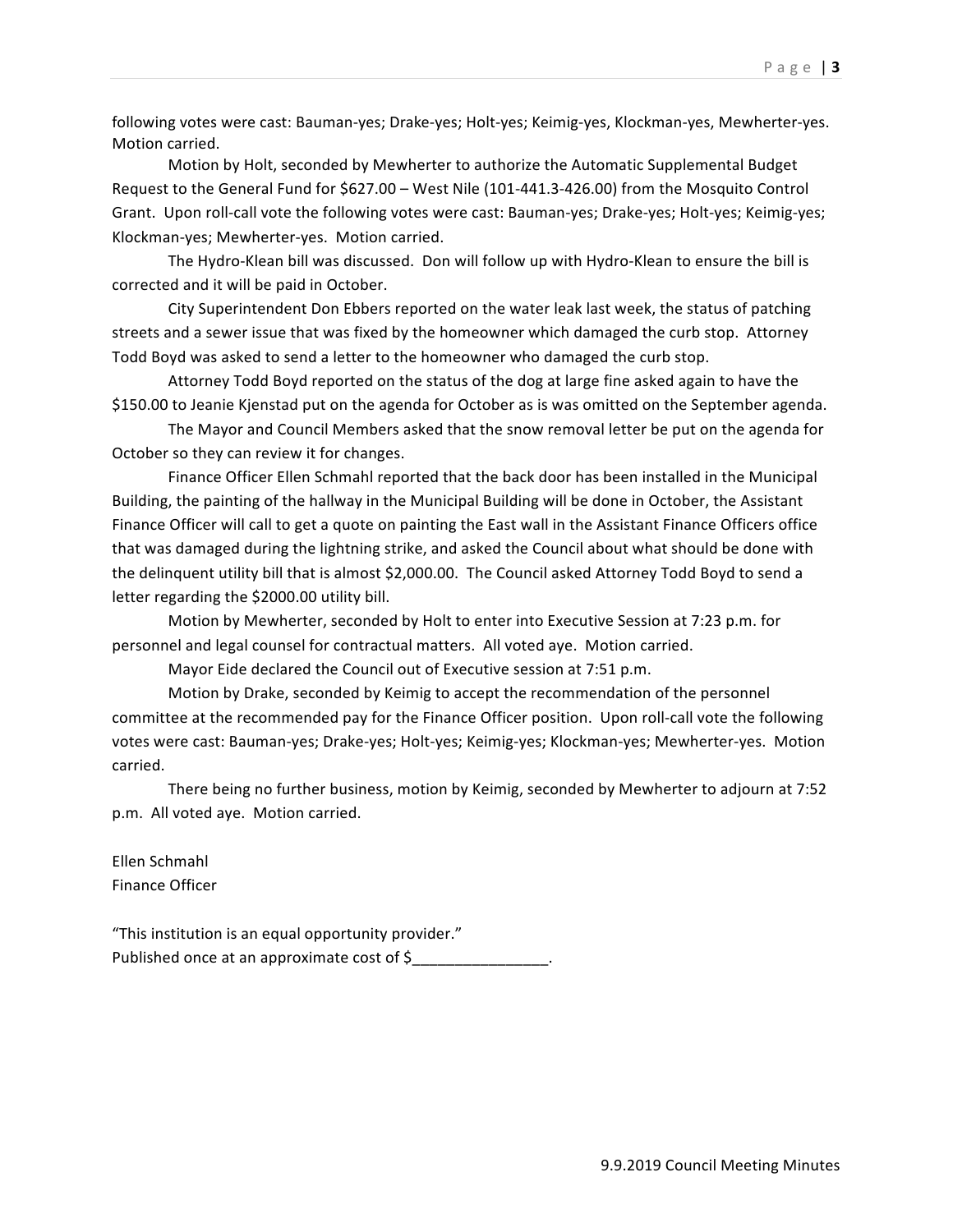following votes were cast: Bauman-yes; Drake-yes; Holt-yes; Keimig-yes, Klockman-yes, Mewherter-yes. Motion carried.

Motion by Holt, seconded by Mewherter to authorize the Automatic Supplemental Budget Request to the General Fund for $627.00 – West Nile (101-441.3-426.00) from the Mosquito Control Grant. Upon roll-call vote the following votes were cast: Bauman-yes; Drake-yes; Holt-yes; Keimig-yes; Klockman-yes; Mewherter-yes. Motion carried.

The Hydro-Klean bill was discussed. Don will follow up with Hydro-Klean to ensure the bill is corrected and it will be paid in October.

City Superintendent Don Ebbers reported on the water leak last week, the status of patching streets and a sewer issue that was fixed by the homeowner which damaged the curb stop. Attorney Todd Boyd was asked to send a letter to the homeowner who damaged the curb stop.

Attorney Todd Boyd reported on the status of the dog at large fine asked again to have the $150.00 to Jeanie Kjenstad put on the agenda for October as is was omitted on the September agenda.

The Mayor and Council Members asked that the snow removal letter be put on the agenda for October so they can review it for changes.

Finance Officer Ellen Schmahl reported that the back door has been installed in the Municipal Building, the painting of the hallway in the Municipal Building will be done in October, the Assistant Finance Officer will call to get a quote on painting the East wall in the Assistant Finance Officers office that was damaged during the lightning strike, and asked the Council about what should be done with the delinquent utility bill that is almost $2,000.00. The Council asked Attorney Todd Boyd to send a letter regarding the $2000.00 utility bill.

Motion by Mewherter, seconded by Holt to enter into Executive Session at 7:23 p.m. for personnel and legal counsel for contractual matters. All voted aye. Motion carried.

Mayor Eide declared the Council out of Executive session at 7:51 p.m.

Motion by Drake, seconded by Keimig to accept the recommendation of the personnel committee at the recommended pay for the Finance Officer position. Upon roll-call vote the following votes were cast: Bauman-yes; Drake-yes; Holt-yes; Keimig-yes; Klockman-yes; Mewherter-yes. Motion carried.

There being no further business, motion by Keimig, seconded by Mewherter to adjourn at 7:52 p.m. All voted aye. Motion carried.

Ellen Schmahl
Finance Officer

"This institution is an equal opportunity provider."
Published once at an approximate cost of $________________.